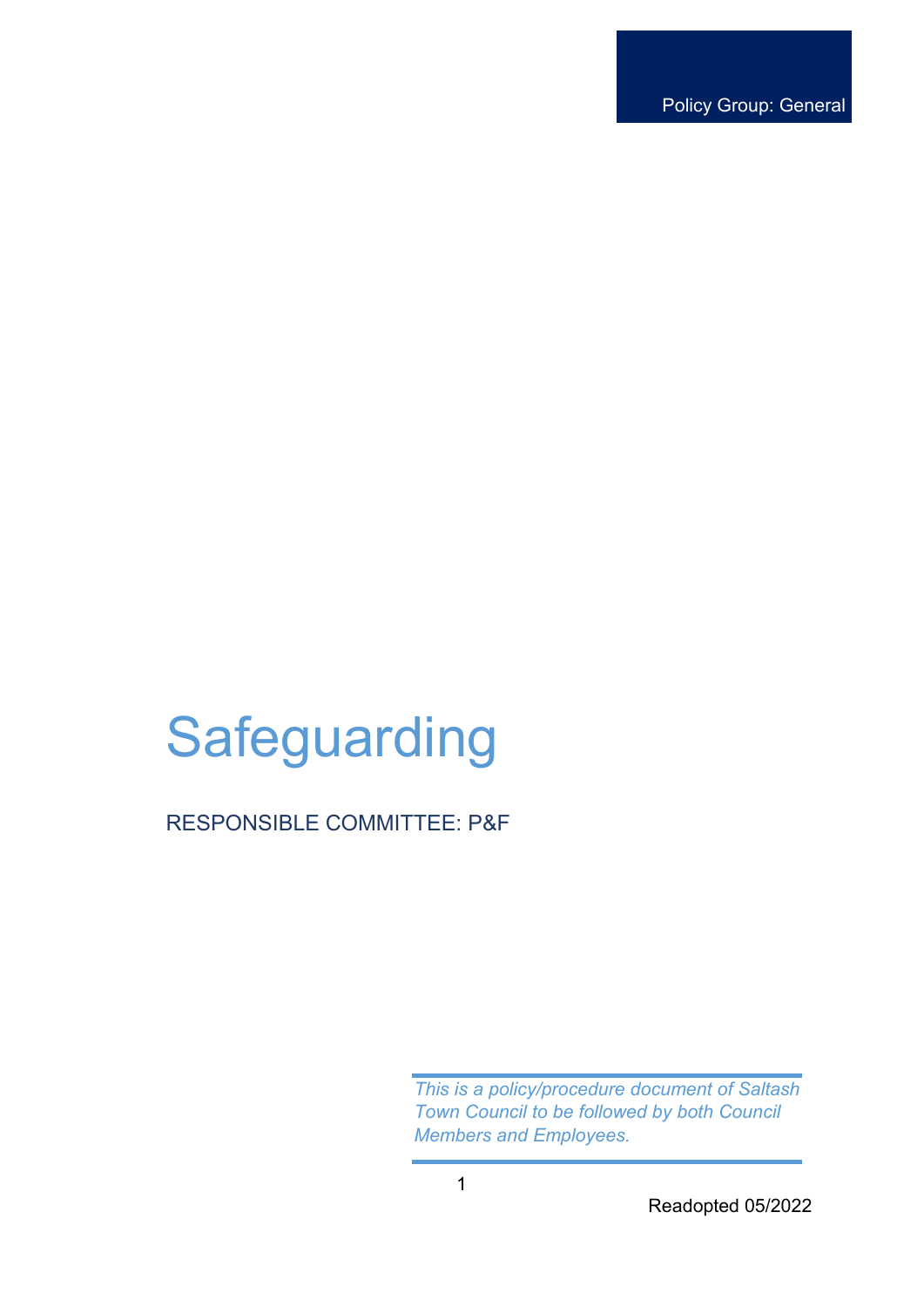Policy Group: General

# Safeguarding

RESPONSIBLE COMMITTEE: P&F

*This is a policy/procedure document of Saltash Town Council to be followed by both Council Members and Employees.*

Readopted 05/2022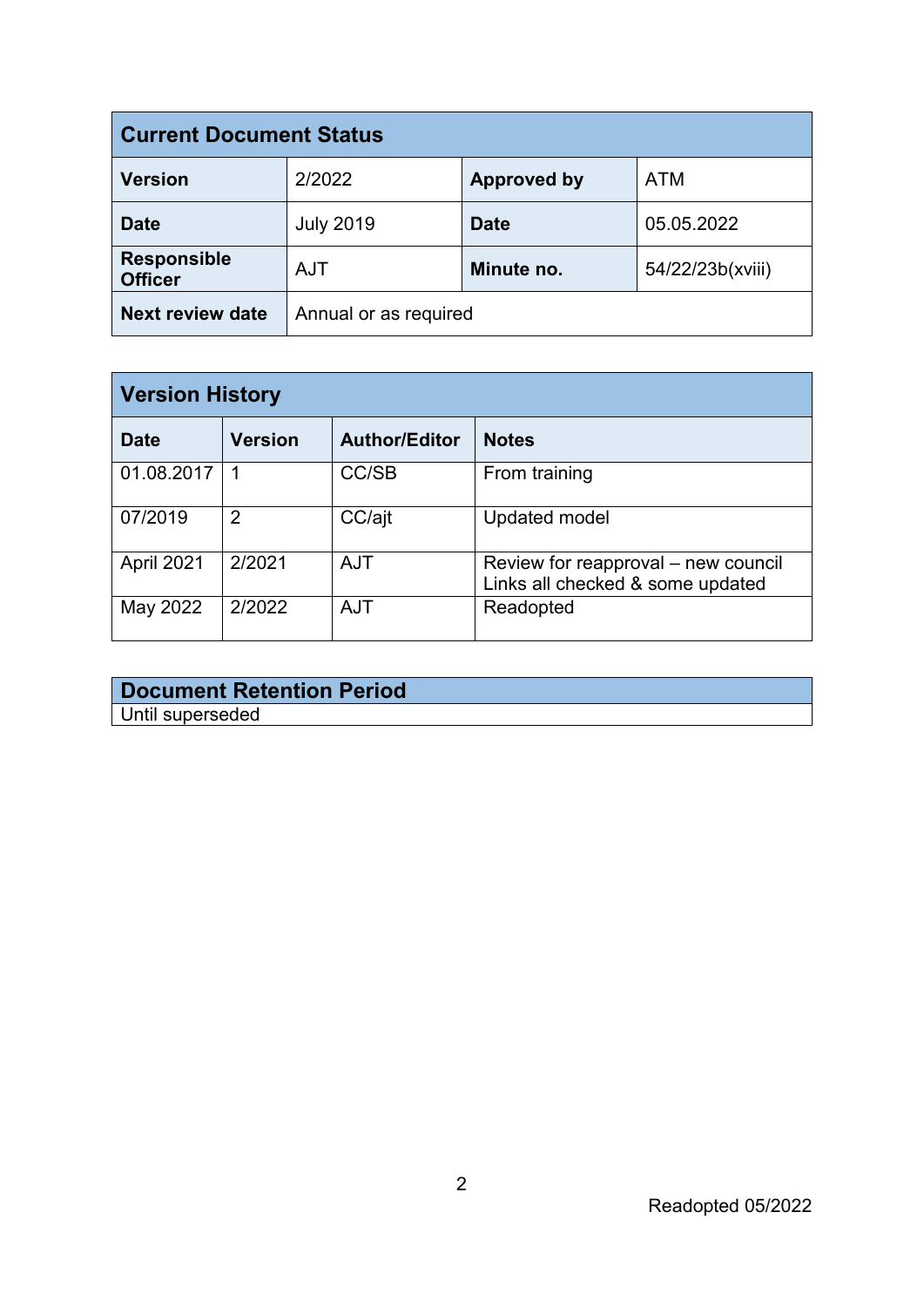| Current Document Status | | | |
|---|---|---|---|
| **Version** | 2/2022 | **Approved by** | ATM |
| **Date** | July 2019 | **Date** | 05.05.2022 |
| **Responsible Officer** | AJT | **Minute no.** | 54/22/23b(xviii) |
| **Next review date** | Annual or as required | | |

| Version History | | | |
|---|---|---|---|
| **Date** | **Version** | **Author/Editor** | **Notes** |
| 01.08.2017 | 1 | CC/SB | From training |
| 07/2019 | 2 | CC/ajt | Updated model |
| April 2021 | 2/2021 | AJT | Review for reapproval – new council Links all checked & some updated |
| May 2022 | 2/2022 | AJT | Readopted |

| Document Retention Period |
|---|
| Until superseded |

Readopted 05/2022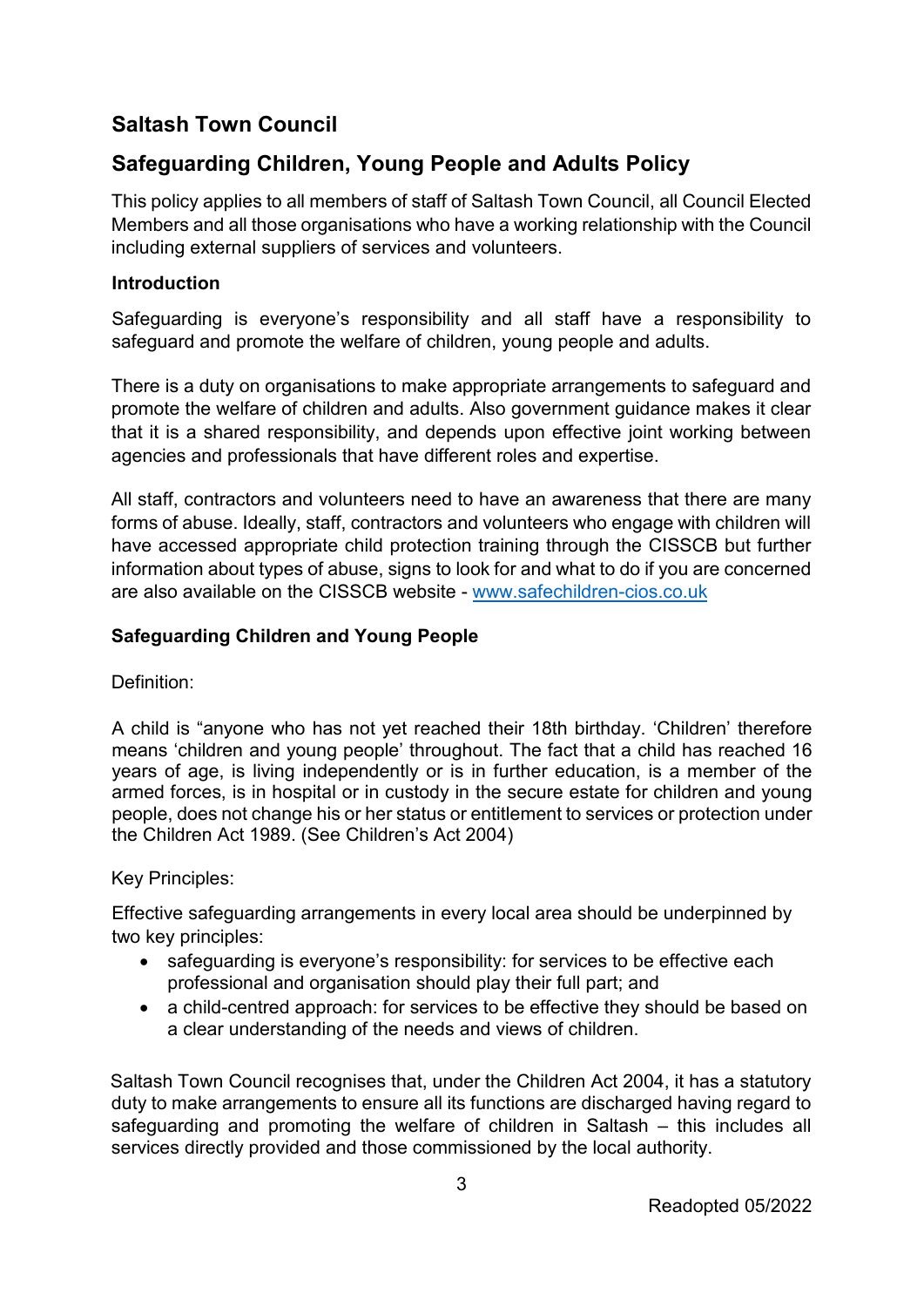## Saltash Town Council

## Safeguarding Children, Young People and Adults Policy

This policy applies to all members of staff of Saltash Town Council, all Council Elected Members and all those organisations who have a working relationship with the Council including external suppliers of services and volunteers.

### Introduction

Safeguarding is everyone's responsibility and all staff have a responsibility to safeguard and promote the welfare of children, young people and adults.

There is a duty on organisations to make appropriate arrangements to safeguard and promote the welfare of children and adults. Also government guidance makes it clear that it is a shared responsibility, and depends upon effective joint working between agencies and professionals that have different roles and expertise.

All staff, contractors and volunteers need to have an awareness that there are many forms of abuse. Ideally, staff, contractors and volunteers who engage with children will have accessed appropriate child protection training through the CISSCB but further information about types of abuse, signs to look for and what to do if you are concerned are also available on the CISSCB website - [www.safechildren-cios.co.uk](http://www.safechildren-cios.co.uk)

### Safeguarding Children and Young People

Definition:

A child is "anyone who has not yet reached their 18th birthday. 'Children' therefore means 'children and young people' throughout. The fact that a child has reached 16 years of age, is living independently or is in further education, is a member of the armed forces, is in hospital or in custody in the secure estate for children and young people, does not change his or her status or entitlement to services or protection under the Children Act 1989. (See Children's Act 2004)

Key Principles:

Effective safeguarding arrangements in every local area should be underpinned by two key principles:

- safeguarding is everyone's responsibility: for services to be effective each professional and organisation should play their full part; and
- a child-centred approach: for services to be effective they should be based on a clear understanding of the needs and views of children.

Saltash Town Council recognises that, under the Children Act 2004, it has a statutory duty to make arrangements to ensure all its functions are discharged having regard to safeguarding and promoting the welfare of children in Saltash – this includes all services directly provided and those commissioned by the local authority.

Readopted 05/2022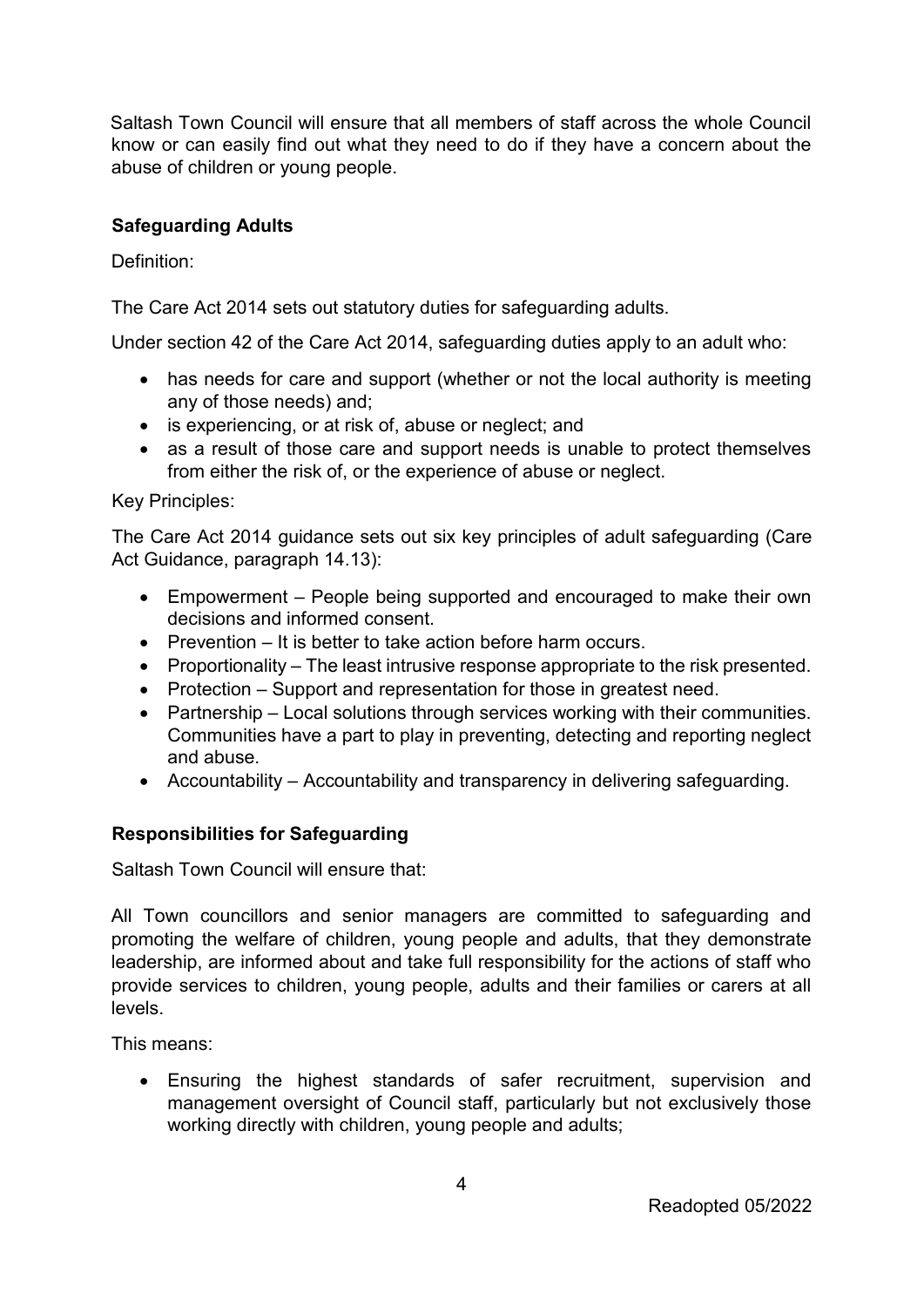Saltash Town Council will ensure that all members of staff across the whole Council know or can easily find out what they need to do if they have a concern about the abuse of children or young people.

**Safeguarding Adults**

Definition:

The Care Act 2014 sets out statutory duties for safeguarding adults.

Under section 42 of the Care Act 2014, safeguarding duties apply to an adult who:

- has needs for care and support (whether or not the local authority is meeting any of those needs) and;
- is experiencing, or at risk of, abuse or neglect; and
- as a result of those care and support needs is unable to protect themselves from either the risk of, or the experience of abuse or neglect.

Key Principles:

The Care Act 2014 guidance sets out six key principles of adult safeguarding (Care Act Guidance, paragraph 14.13):

- Empowerment – People being supported and encouraged to make their own decisions and informed consent.
- Prevention – It is better to take action before harm occurs.
- Proportionality – The least intrusive response appropriate to the risk presented.
- Protection – Support and representation for those in greatest need.
- Partnership – Local solutions through services working with their communities. Communities have a part to play in preventing, detecting and reporting neglect and abuse.
- Accountability – Accountability and transparency in delivering safeguarding.

**Responsibilities for Safeguarding**

Saltash Town Council will ensure that:

All Town councillors and senior managers are committed to safeguarding and promoting the welfare of children, young people and adults, that they demonstrate leadership, are informed about and take full responsibility for the actions of staff who provide services to children, young people, adults and their families or carers at all levels.

This means:

- Ensuring the highest standards of safer recruitment, supervision and management oversight of Council staff, particularly but not exclusively those working directly with children, young people and adults;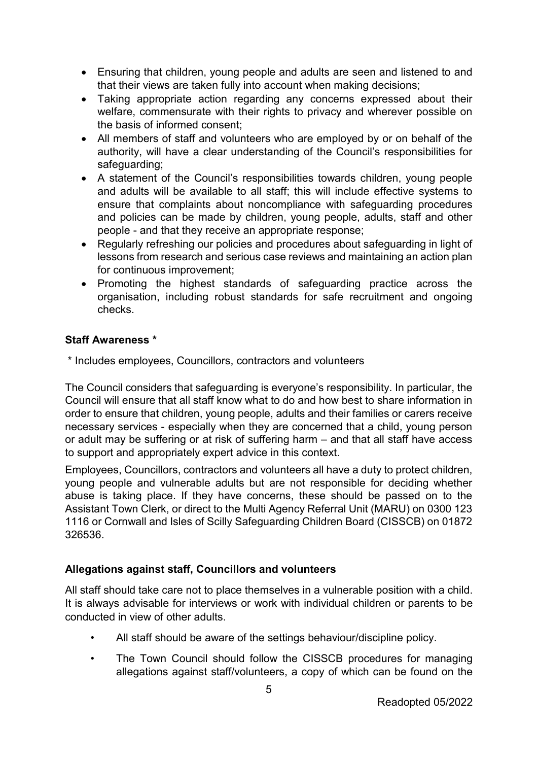- Ensuring that children, young people and adults are seen and listened to and that their views are taken fully into account when making decisions;
- Taking appropriate action regarding any concerns expressed about their welfare, commensurate with their rights to privacy and wherever possible on the basis of informed consent;
- All members of staff and volunteers who are employed by or on behalf of the authority, will have a clear understanding of the Council's responsibilities for safeguarding;
- A statement of the Council's responsibilities towards children, young people and adults will be available to all staff; this will include effective systems to ensure that complaints about noncompliance with safeguarding procedures and policies can be made by children, young people, adults, staff and other people - and that they receive an appropriate response;
- Regularly refreshing our policies and procedures about safeguarding in light of lessons from research and serious case reviews and maintaining an action plan for continuous improvement;
- Promoting the highest standards of safeguarding practice across the organisation, including robust standards for safe recruitment and ongoing checks.

**Staff Awareness ***

* Includes employees, Councillors, contractors and volunteers

The Council considers that safeguarding is everyone's responsibility. In particular, the Council will ensure that all staff know what to do and how best to share information in order to ensure that children, young people, adults and their families or carers receive necessary services - especially when they are concerned that a child, young person or adult may be suffering or at risk of suffering harm – and that all staff have access to support and appropriately expert advice in this context.

Employees, Councillors, contractors and volunteers all have a duty to protect children, young people and vulnerable adults but are not responsible for deciding whether abuse is taking place. If they have concerns, these should be passed on to the Assistant Town Clerk, or direct to the Multi Agency Referral Unit (MARU) on 0300 123 1116 or Cornwall and Isles of Scilly Safeguarding Children Board (CISSCB) on 01872 326536.

**Allegations against staff, Councillors and volunteers**

All staff should take care not to place themselves in a vulnerable position with a child. It is always advisable for interviews or work with individual children or parents to be conducted in view of other adults.

- All staff should be aware of the settings behaviour/discipline policy.
- The Town Council should follow the CISSCB procedures for managing allegations against staff/volunteers, a copy of which can be found on the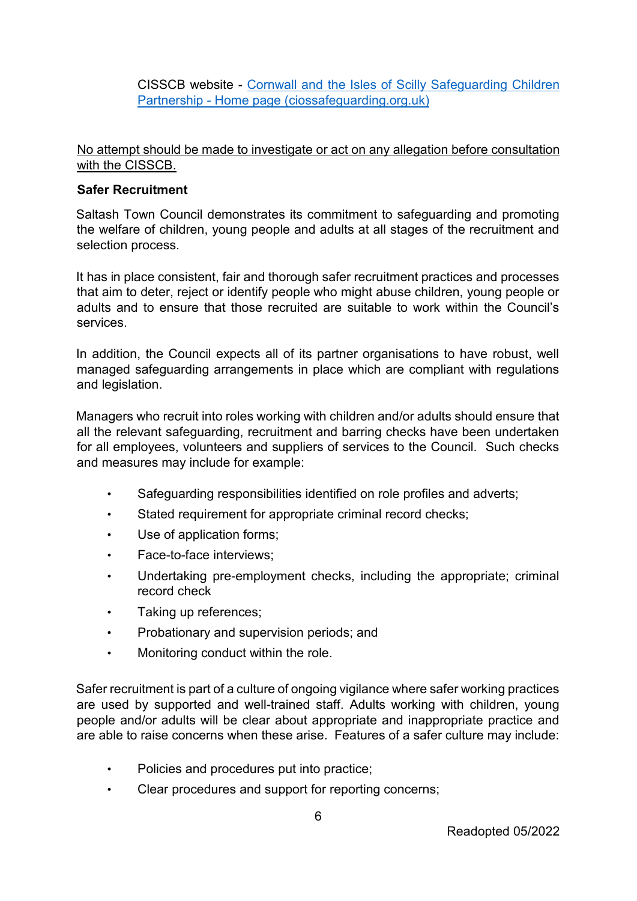CISSCB website - [Cornwall and the Isles of Scilly Safeguarding Children Partnership - Home page (ciossafeguarding.org.uk)](ciossafeguarding.org.uk)

<u>No attempt should be made to investigate or act on any allegation before consultation with the CISSCB.</u>

**Safer Recruitment**

Saltash Town Council demonstrates its commitment to safeguarding and promoting the welfare of children, young people and adults at all stages of the recruitment and selection process.

It has in place consistent, fair and thorough safer recruitment practices and processes that aim to deter, reject or identify people who might abuse children, young people or adults and to ensure that those recruited are suitable to work within the Council's services.

In addition, the Council expects all of its partner organisations to have robust, well managed safeguarding arrangements in place which are compliant with regulations and legislation.

Managers who recruit into roles working with children and/or adults should ensure that all the relevant safeguarding, recruitment and barring checks have been undertaken for all employees, volunteers and suppliers of services to the Council. Such checks and measures may include for example:

- Safeguarding responsibilities identified on role profiles and adverts;
- Stated requirement for appropriate criminal record checks;
- Use of application forms;
- Face-to-face interviews;
- Undertaking pre-employment checks, including the appropriate; criminal record check
- Taking up references;
- Probationary and supervision periods; and
- Monitoring conduct within the role.

Safer recruitment is part of a culture of ongoing vigilance where safer working practices are used by supported and well-trained staff. Adults working with children, young people and/or adults will be clear about appropriate and inappropriate practice and are able to raise concerns when these arise. Features of a safer culture may include:

- Policies and procedures put into practice;
- Clear procedures and support for reporting concerns;

Readopted 05/2022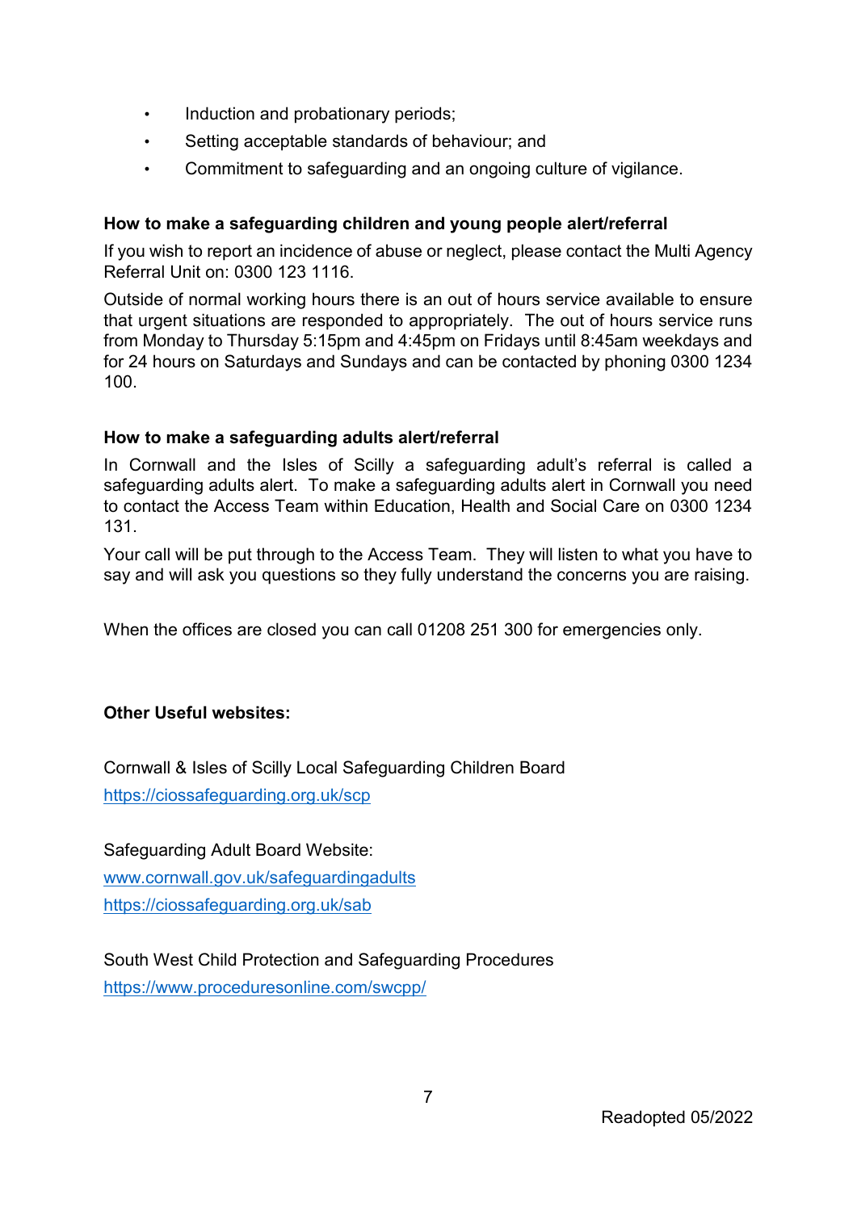- Induction and probationary periods;
- Setting acceptable standards of behaviour; and
- Commitment to safeguarding and an ongoing culture of vigilance.

**How to make a safeguarding children and young people alert/referral**

If you wish to report an incidence of abuse or neglect, please contact the Multi Agency Referral Unit on: 0300 123 1116.

Outside of normal working hours there is an out of hours service available to ensure that urgent situations are responded to appropriately. The out of hours service runs from Monday to Thursday 5:15pm and 4:45pm on Fridays until 8:45am weekdays and for 24 hours on Saturdays and Sundays and can be contacted by phoning 0300 1234 100.

**How to make a safeguarding adults alert/referral**

In Cornwall and the Isles of Scilly a safeguarding adult's referral is called a safeguarding adults alert. To make a safeguarding adults alert in Cornwall you need to contact the Access Team within Education, Health and Social Care on 0300 1234 131.

Your call will be put through to the Access Team. They will listen to what you have to say and will ask you questions so they fully understand the concerns you are raising.

When the offices are closed you can call 01208 251 300 for emergencies only.

**Other Useful websites:**

Cornwall & Isles of Scilly Local Safeguarding Children Board
https://ciossafeguarding.org.uk/scp

Safeguarding Adult Board Website:
www.cornwall.gov.uk/safeguardingadults
https://ciossafeguarding.org.uk/sab

South West Child Protection and Safeguarding Procedures
https://www.proceduresonline.com/swcpp/

Readopted 05/2022